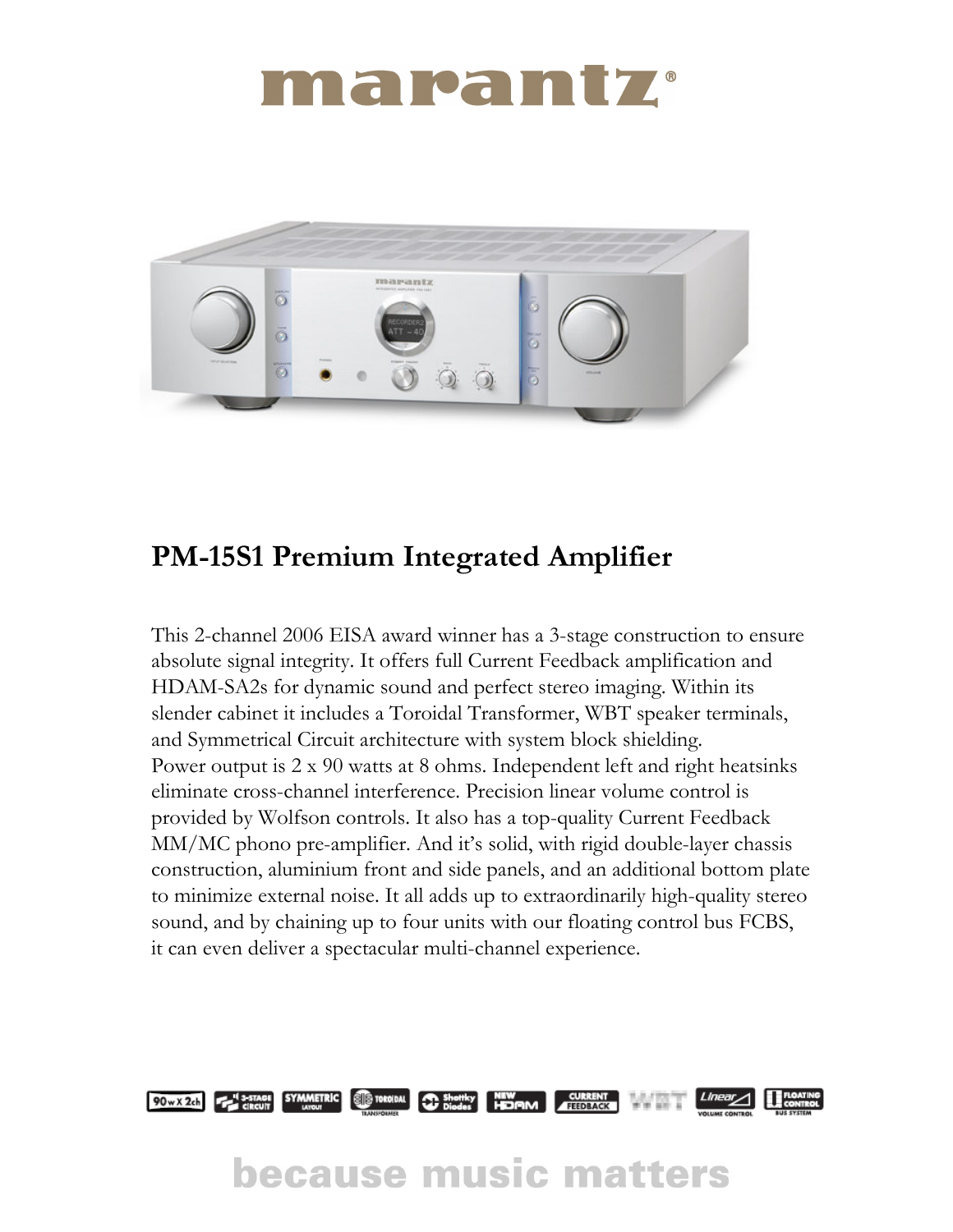# marantz®

## PM-15S1 Premium Integrated Amplifier

This 2-channel 2006 EISA award winner has a 3-stage construction to ensure absolute signal integrity. It offers full Current Feedback amplification and HDAM-SA2s for dynamic sound and perfect stereo imaging. Within its slender cabinet it includes a Toroidal Transformer, WBT speaker terminals, and Symmetrical Circuit architecture with system block shielding.
Power output is 2 x 90 watts at 8 ohms. Independent left and right heatsinks eliminate cross-channel interference. Precision linear volume control is provided by Wolfson controls. It also has a top-quality Current Feedback MM/MC phono pre-amplifier. And it's solid, with rigid double-layer chassis construction, aluminium front and side panels, and an additional bottom plate to minimize external noise. It all adds up to extraordinarily high-quality stereo sound, and by chaining up to four units with our floating control bus FCBS, it can even deliver a spectacular multi-channel experience.

90w x 2ch | 3-STAGE CIRCUIT | SYMMETRIC LAYOUT | TOROIDAL TRANSFORMER | Shottky Diodes | NEW HDAM | CURRENT FEEDBACK | WBT | Linear VOLUME CONTROL | FLOATING CONTROL BUS SYSTEM

because music matters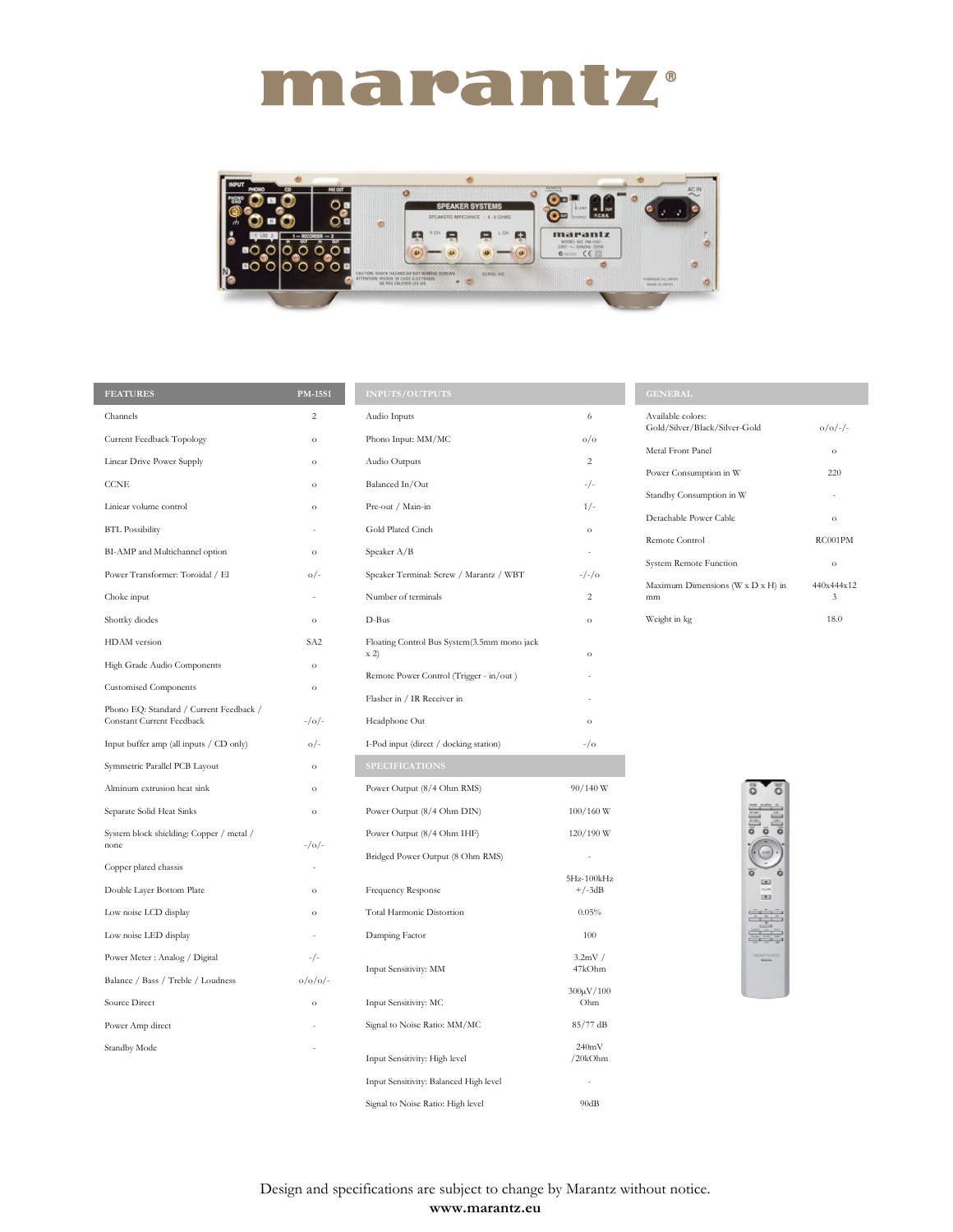# marantz®

| FEATURES | PM-15S1 |
|---|---|
| Channels | 2 |
| Current Feedback Topology | o |
| Linear Drive Power Supply | o |
| CCNE | o |
| Liniear volume control | o |
| BTL Possibility | - |
| BI-AMP and Multichannel option | o |
| Power Transformer: Toroidal / EI | o/- |
| Choke input | - |
| Shottky diodes | o |
| HDAM version | SA2 |
| High Grade Audio Components | o |
| Customised Components | o |
| Phono EQ: Standard / Current Feedback / Constant Current Feedback | -/o/- |
| Input buffer amp (all inputs / CD only) | o/- |
| Symmetric Parallel PCB Layout | o |
| Alminum extrusion heat sink | o |
| Separate Solid Heat Sinks | o |
| System block shielding: Copper / metal / none | -/o/- |
| Copper plated chassis | - |
| Double Layer Bottom Plate | o |
| Low noise LCD display | o |
| Low noise LED display | - |
| Power Meter : Analog / Digital | -/- |
| Balance / Bass / Treble / Loudness | o/o/o/- |
| Source Direct | o |
| Power Amp direct | - |
| Standby Mode | - |

| INPUTS/OUTPUTS | |
|---|---|
| Audio Inputs | 6 |
| Phono Input: MM/MC | o/o |
| Audio Outputs | 2 |
| Balanced In/Out | -/- |
| Pre-out / Main-in | 1/- |
| Gold Plated Cinch | o |
| Speaker A/B | - |
| Speaker Terminal: Screw / Marantz / WBT | -/-/o |
| Number of terminals | 2 |
| D-Bus | o |
| Floating Control Bus System(3.5mm mono jack x 2) | o |
| Remote Power Control (Trigger - in/out ) | - |
| Flasher in / IR Receiver in | - |
| Headphone Out | o |
| I-Pod input (direct / docking station) | -/o |

| SPECIFICATIONS | |
|---|---|
| Power Output (8/4 Ohm RMS) | 90/140 W |
| Power Output (8/4 Ohm DIN) | 100/160 W |
| Power Output (8/4 Ohm IHF) | 120/190 W |
| Bridged Power Output (8 Ohm RMS) | - |
| Frequency Response | 5Hz-100kHz +/-3dB |
| Total Harmonic Distortion | 0.05% |
| Damping Factor | 100 |
| Input Sensitivity: MM | 3.2mV / 47kOhm |
| Input Sensitivity: MC | 300µV/100 Ohm |
| Signal to Noise Ratio: MM/MC | 85/77 dB |
| Input Sensitivity: High level | 240mV /20kOhm |
| Input Sensitivity: Balanced High level | - |
| Signal to Noise Ratio: High level | 90dB |

| GENERAL | |
|---|---|
| Available colors: Gold/Silver/Black/Silver-Gold | o/o/-/- |
| Metal Front Panel | o |
| Power Consumption in W | 220 |
| Standby Consumption in W | - |
| Detachable Power Cable | o |
| Remote Control | RC001PM |
| System Remote Function | o |
| Maximum Dimensions (W x D x H) in mm | 440x444x123 |
| Weight in kg | 18.0 |

Design and specifications are subject to change by Marantz without notice.

**www.marantz.eu**